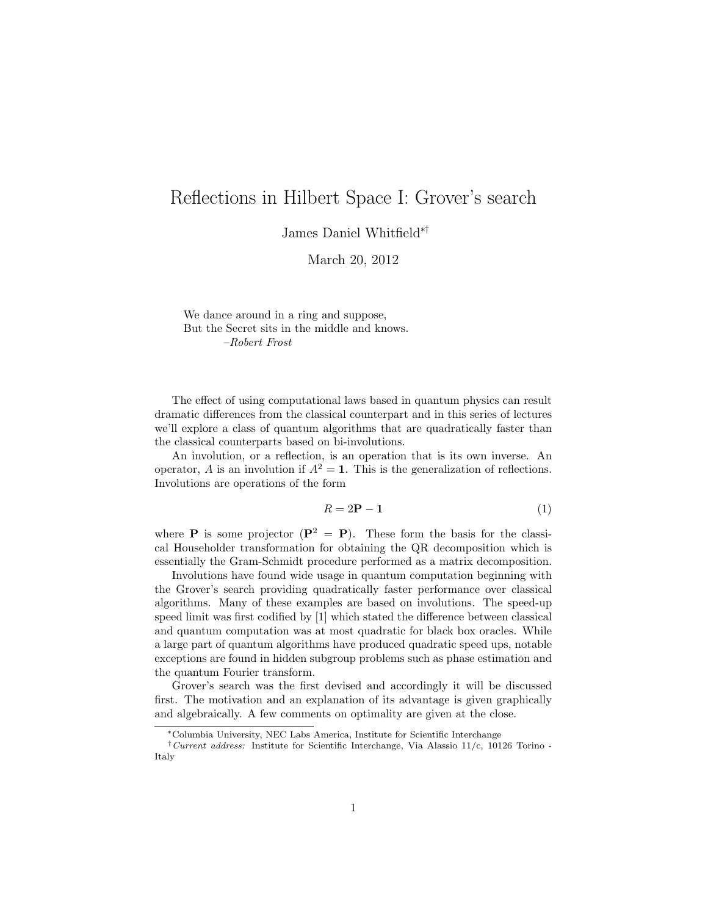# Reflections in Hilbert Space I: Grover's search

James Daniel Whitfield[*][†]

March 20, 2012

> We dance around in a ring and suppose,
> But the Secret sits in the middle and knows.
> –*Robert Frost*

The effect of using computational laws based in quantum physics can result dramatic differences from the classical counterpart and in this series of lectures we'll explore a class of quantum algorithms that are quadratically faster than the classical counterparts based on bi-involutions.

An involution, or a reflection, is an operation that is its own inverse. An operator, $A$ is an involution if $A^2 = \mathbf{1}$. This is the generalization of reflections. Involutions are operations of the form

$$R = 2\mathbf{P} - \mathbf{1} \tag{1}$$

where $\mathbf{P}$ is some projector ($\mathbf{P}^2 = \mathbf{P}$). These form the basis for the classical Householder transformation for obtaining the QR decomposition which is essentially the Gram-Schmidt procedure performed as a matrix decomposition.

Involutions have found wide usage in quantum computation beginning with the Grover's search providing quadratically faster performance over classical algorithms. Many of these examples are based on involutions. The speed-up speed limit was first codified by [1] which stated the difference between classical and quantum computation was at most quadratic for black box oracles. While a large part of quantum algorithms have produced quadratic speed ups, notable exceptions are found in hidden subgroup problems such as phase estimation and the quantum Fourier transform.

Grover's search was the first devised and accordingly it will be discussed first. The motivation and an explanation of its advantage is given graphically and algebraically. A few comments on optimality are given at the close.

---

[*] Columbia University, NEC Labs America, Institute for Scientific Interchange

[†] *Current address:* Institute for Scientific Interchange, Via Alassio 11/c, 10126 Torino - Italy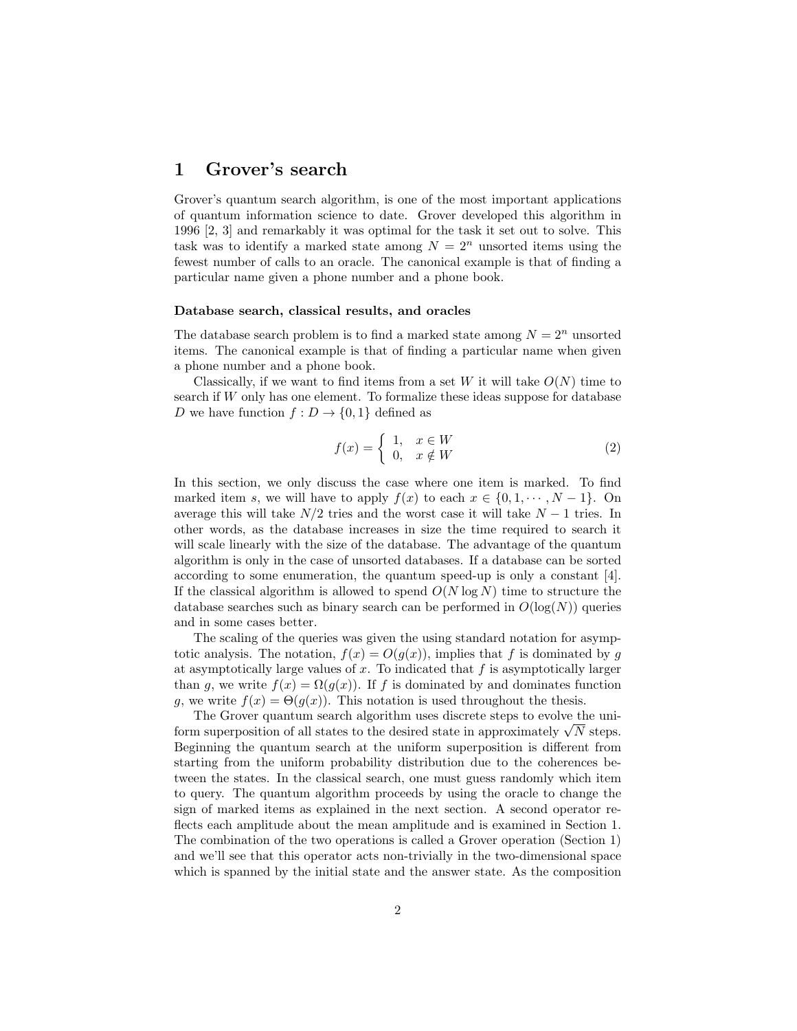# 1 Grover's search

Grover's quantum search algorithm, is one of the most important applications of quantum information science to date. Grover developed this algorithm in 1996 [2, 3] and remarkably it was optimal for the task it set out to solve. This task was to identify a marked state among $N = 2^n$ unsorted items using the fewest number of calls to an oracle. The canonical example is that of finding a particular name given a phone number and a phone book.

### Database search, classical results, and oracles

The database search problem is to find a marked state among $N = 2^n$ unsorted items. The canonical example is that of finding a particular name when given a phone number and a phone book.

Classically, if we want to find items from a set $W$ it will take $O(N)$ time to search if $W$ only has one element. To formalize these ideas suppose for database $D$ we have function $f : D \to \{0, 1\}$ defined as

$$f(x) = \begin{cases} 1, & x \in W \\ 0, & x \notin W \end{cases} \tag{2}$$

In this section, we only discuss the case where one item is marked. To find marked item $s$, we will have to apply $f(x)$ to each $x \in \{0, 1, \cdots, N-1\}$. On average this will take $N/2$ tries and the worst case it will take $N-1$ tries. In other words, as the database increases in size the time required to search it will scale linearly with the size of the database. The advantage of the quantum algorithm is only in the case of unsorted databases. If a database can be sorted according to some enumeration, the quantum speed-up is only a constant [4]. If the classical algorithm is allowed to spend $O(N \log N)$ time to structure the database searches such as binary search can be performed in $O(\log(N))$ queries and in some cases better.

The scaling of the queries was given the using standard notation for asymptotic analysis. The notation, $f(x) = O(g(x))$, implies that $f$ is dominated by $g$ at asymptotically large values of $x$. To indicated that $f$ is asymptotically larger than $g$, we write $f(x) = \Omega(g(x))$. If $f$ is dominated by and dominates function $g$, we write $f(x) = \Theta(g(x))$. This notation is used throughout the thesis.

The Grover quantum search algorithm uses discrete steps to evolve the uniform superposition of all states to the desired state in approximately $\sqrt{N}$ steps. Beginning the quantum search at the uniform superposition is different from starting from the uniform probability distribution due to the coherences between the states. In the classical search, one must guess randomly which item to query. The quantum algorithm proceeds by using the oracle to change the sign of marked items as explained in the next section. A second operator reflects each amplitude about the mean amplitude and is examined in Section 1. The combination of the two operations is called a Grover operation (Section 1) and we'll see that this operator acts non-trivially in the two-dimensional space which is spanned by the initial state and the answer state. As the composition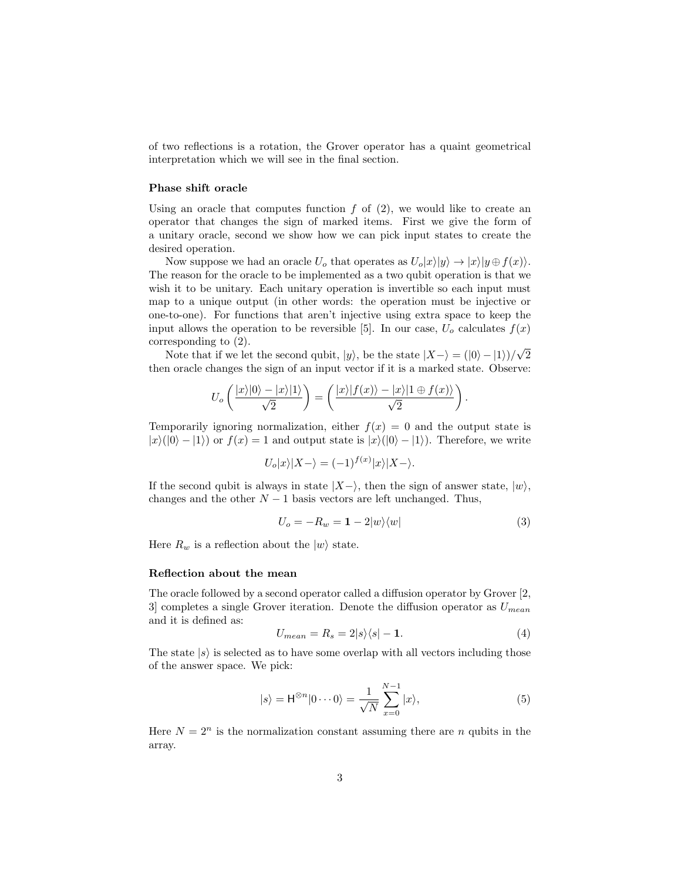of two reflections is a rotation, the Grover operator has a quaint geometrical interpretation which we will see in the final section.

### Phase shift oracle

Using an oracle that computes function $f$ of (2), we would like to create an operator that changes the sign of marked items. First we give the form of a unitary oracle, second we show how we can pick input states to create the desired operation.

Now suppose we had an oracle $U_o$ that operates as $U_o|x\rangle|y\rangle \to |x\rangle|y \oplus f(x)\rangle$. The reason for the oracle to be implemented as a two qubit operation is that we wish it to be unitary. Each unitary operation is invertible so each input must map to a unique output (in other words: the operation must be injective or one-to-one). For functions that aren't injective using extra space to keep the input allows the operation to be reversible [5]. In our case, $U_o$ calculates $f(x)$ corresponding to (2).

Note that if we let the second qubit, $|y\rangle$, be the state $|X-\rangle = (|0\rangle - |1\rangle)/\sqrt{2}$ then oracle changes the sign of an input vector if it is a marked state. Observe:

$$U_o\left(\frac{|x\rangle|0\rangle - |x\rangle|1\rangle}{\sqrt{2}}\right) = \left(\frac{|x\rangle|f(x)\rangle - |x\rangle|1 \oplus f(x)\rangle}{\sqrt{2}}\right).$$

Temporarily ignoring normalization, either $f(x) = 0$ and the output state is $|x\rangle(|0\rangle - |1\rangle)$ or $f(x) = 1$ and output state is $|x\rangle(|0\rangle - |1\rangle)$. Therefore, we write

$$U_o|x\rangle|X-\rangle = (-1)^{f(x)}|x\rangle|X-\rangle.$$

If the second qubit is always in state $|X-\rangle$, then the sign of answer state, $|w\rangle$, changes and the other $N-1$ basis vectors are left unchanged. Thus,

$$U_o = -R_w = \mathbf{1} - 2|w\rangle\langle w| \tag{3}$$

Here $R_w$ is a reflection about the $|w\rangle$ state.

### Reflection about the mean

The oracle followed by a second operator called a diffusion operator by Grover [2, 3] completes a single Grover iteration. Denote the diffusion operator as $U_{mean}$ and it is defined as:

$$U_{mean} = R_s = 2|s\rangle\langle s| - \mathbf{1}. \tag{4}$$

The state $|s\rangle$ is selected as to have some overlap with all vectors including those of the answer space. We pick:

$$|s\rangle = \mathsf{H}^{\otimes n}|0\cdots 0\rangle = \frac{1}{\sqrt{N}}\sum_{x=0}^{N-1}|x\rangle, \tag{5}$$

Here $N = 2^n$ is the normalization constant assuming there are $n$ qubits in the array.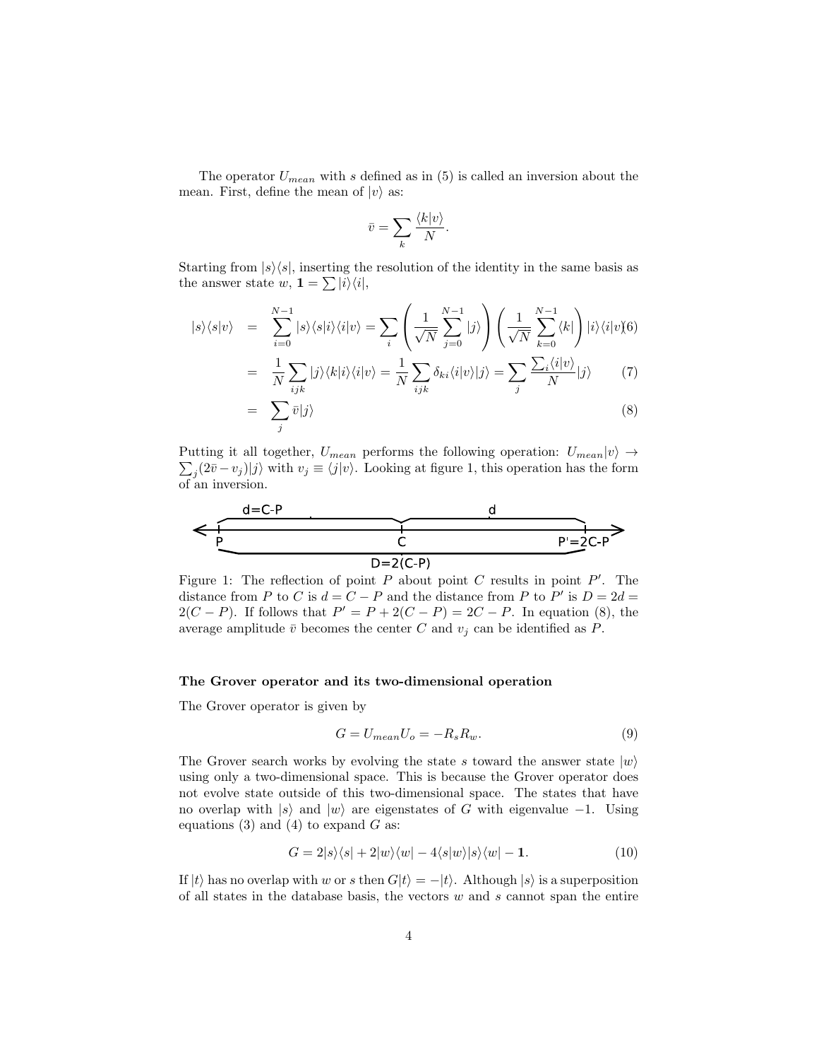The operator $U_{mean}$ with $s$ defined as in (5) is called an inversion about the mean. First, define the mean of $|v\rangle$ as:

$$\bar{v} = \sum_k \frac{\langle k|v\rangle}{N}.$$

Starting from $|s\rangle\langle s|$, inserting the resolution of the identity in the same basis as the answer state $w$, $\mathbf{1} = \sum |i\rangle\langle i|$,

$$|s\rangle\langle s|v\rangle = \sum_{i=0}^{N-1} |s\rangle\langle s|i\rangle\langle i|v\rangle = \sum_i \left( \frac{1}{\sqrt{N}} \sum_{j=0}^{N-1} |j\rangle \right) \left( \frac{1}{\sqrt{N}} \sum_{k=0}^{N-1} \langle k| \right) |i\rangle\langle i|v\rangle \quad (6)$$

$$= \frac{1}{N} \sum_{ijk} |j\rangle\langle k|i\rangle\langle i|v\rangle = \frac{1}{N} \sum_{ijk} \delta_{ki} \langle i|v\rangle |j\rangle = \sum_j \frac{\sum_i \langle i|v\rangle}{N} |j\rangle \quad (7)$$

$$= \sum_j \bar{v}|j\rangle \quad (8)$$

Putting it all together, $U_{mean}$ performs the following operation: $U_{mean}|v\rangle \rightarrow \sum_j (2\bar{v} - v_j)|j\rangle$ with $v_j \equiv \langle j|v\rangle$. Looking at figure 1, this operation has the form of an inversion.

Figure 1: The reflection of point $P$ about point $C$ results in point $P'$. The distance from $P$ to $C$ is $d = C - P$ and the distance from $P$ to $P'$ is $D = 2d = 2(C - P)$. If follows that $P' = P + 2(C - P) = 2C - P$. In equation (8), the average amplitude $\bar{v}$ becomes the center $C$ and $v_j$ can be identified as $P$.

### The Grover operator and its two-dimensional operation

The Grover operator is given by

$$G = U_{mean} U_o = -R_s R_w. \quad (9)$$

The Grover search works by evolving the state $s$ toward the answer state $|w\rangle$ using only a two-dimensional space. This is because the Grover operator does not evolve state outside of this two-dimensional space. The states that have no overlap with $|s\rangle$ and $|w\rangle$ are eigenstates of $G$ with eigenvalue $-1$. Using equations (3) and (4) to expand $G$ as:

$$G = 2|s\rangle\langle s| + 2|w\rangle\langle w| - 4\langle s|w\rangle|s\rangle\langle w| - \mathbf{1}. \quad (10)$$

If $|t\rangle$ has no overlap with $w$ or $s$ then $G|t\rangle = -|t\rangle$. Although $|s\rangle$ is a superposition of all states in the database basis, the vectors $w$ and $s$ cannot span the entire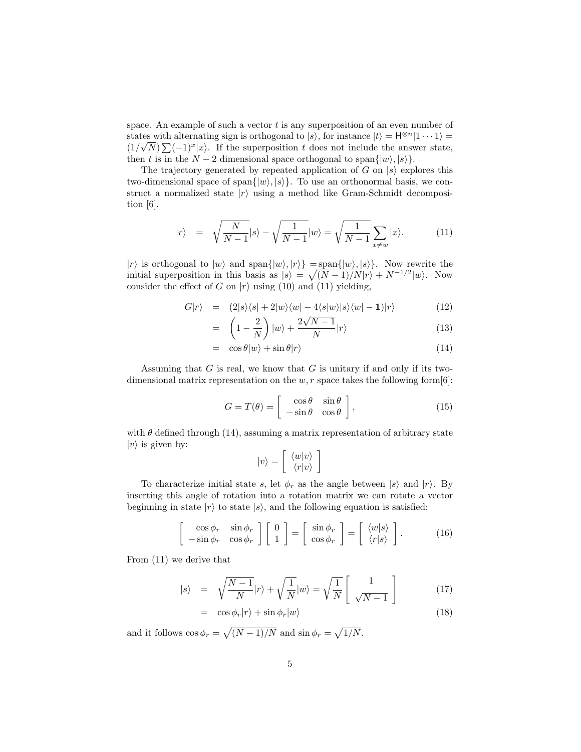space. An example of such a vector $t$ is any superposition of an even number of states with alternating sign is orthogonal to $|s\rangle$, for instance $|t\rangle = \mathsf{H}^{\otimes n}|1\cdots 1\rangle = (1/\sqrt{N})\sum(-1)^x|x\rangle$. If the superposition $t$ does not include the answer state, then $t$ is in the $N-2$ dimensional space orthogonal to span$\{|w\rangle, |s\rangle\}$.

The trajectory generated by repeated application of $G$ on $|s\rangle$ explores this two-dimensional space of span$\{|w\rangle, |s\rangle\}$. To use an orthonormal basis, we construct a normalized state $|r\rangle$ using a method like Gram-Schmidt decomposition [6].

$$|r\rangle = \sqrt{\frac{N}{N-1}}|s\rangle - \sqrt{\frac{1}{N-1}}|w\rangle = \sqrt{\frac{1}{N-1}}\sum_{x\neq w}|x\rangle. \tag{11}$$

$|r\rangle$ is orthogonal to $|w\rangle$ and span$\{|w\rangle, |r\rangle\}$ =span$\{|w\rangle, |s\rangle\}$. Now rewrite the initial superposition in this basis as $|s\rangle = \sqrt{(N-1)/N}|r\rangle + N^{-1/2}|w\rangle$. Now consider the effect of $G$ on $|r\rangle$ using (10) and (11) yielding,

$$\begin{aligned} G|r\rangle &= (2|s\rangle\langle s| + 2|w\rangle\langle w| - 4\langle s|w\rangle|s\rangle\langle w| - \mathbf{1})|r\rangle & (12)\\ &= \left(1 - \frac{2}{N}\right)|w\rangle + \frac{2\sqrt{N-1}}{N}|r\rangle & (13)\\ &= \cos\theta|w\rangle + \sin\theta|r\rangle & (14) \end{aligned}$$

Assuming that $G$ is real, we know that $G$ is unitary if and only if its two-dimensional matrix representation on the $w, r$ space takes the following form[6]:

$$G = T(\theta) = \begin{bmatrix} \cos\theta & \sin\theta \\ -\sin\theta & \cos\theta \end{bmatrix}, \tag{15}$$

with $\theta$ defined through (14), assuming a matrix representation of arbitrary state $|v\rangle$ is given by:

$$|v\rangle = \begin{bmatrix} \langle w|v\rangle \\ \langle r|v\rangle \end{bmatrix}$$

To characterize initial state $s$, let $\phi_r$ as the angle between $|s\rangle$ and $|r\rangle$. By inserting this angle of rotation into a rotation matrix we can rotate a vector beginning in state $|r\rangle$ to state $|s\rangle$, and the following equation is satisfied:

$$\begin{bmatrix} \cos\phi_r & \sin\phi_r \\ -\sin\phi_r & \cos\phi_r \end{bmatrix}\begin{bmatrix} 0 \\ 1 \end{bmatrix} = \begin{bmatrix} \sin\phi_r \\ \cos\phi_r \end{bmatrix} = \begin{bmatrix} \langle w|s\rangle \\ \langle r|s\rangle \end{bmatrix}. \tag{16}$$

From (11) we derive that

$$\begin{aligned} |s\rangle &= \sqrt{\frac{N-1}{N}}|r\rangle + \sqrt{\frac{1}{N}}|w\rangle = \sqrt{\frac{1}{N}}\begin{bmatrix} 1 \\ \sqrt{N-1} \end{bmatrix} & (17)\\ &= \cos\phi_r|r\rangle + \sin\phi_r|w\rangle & (18) \end{aligned}$$

and it follows $\cos\phi_r = \sqrt{(N-1)/N}$ and $\sin\phi_r = \sqrt{1/N}$.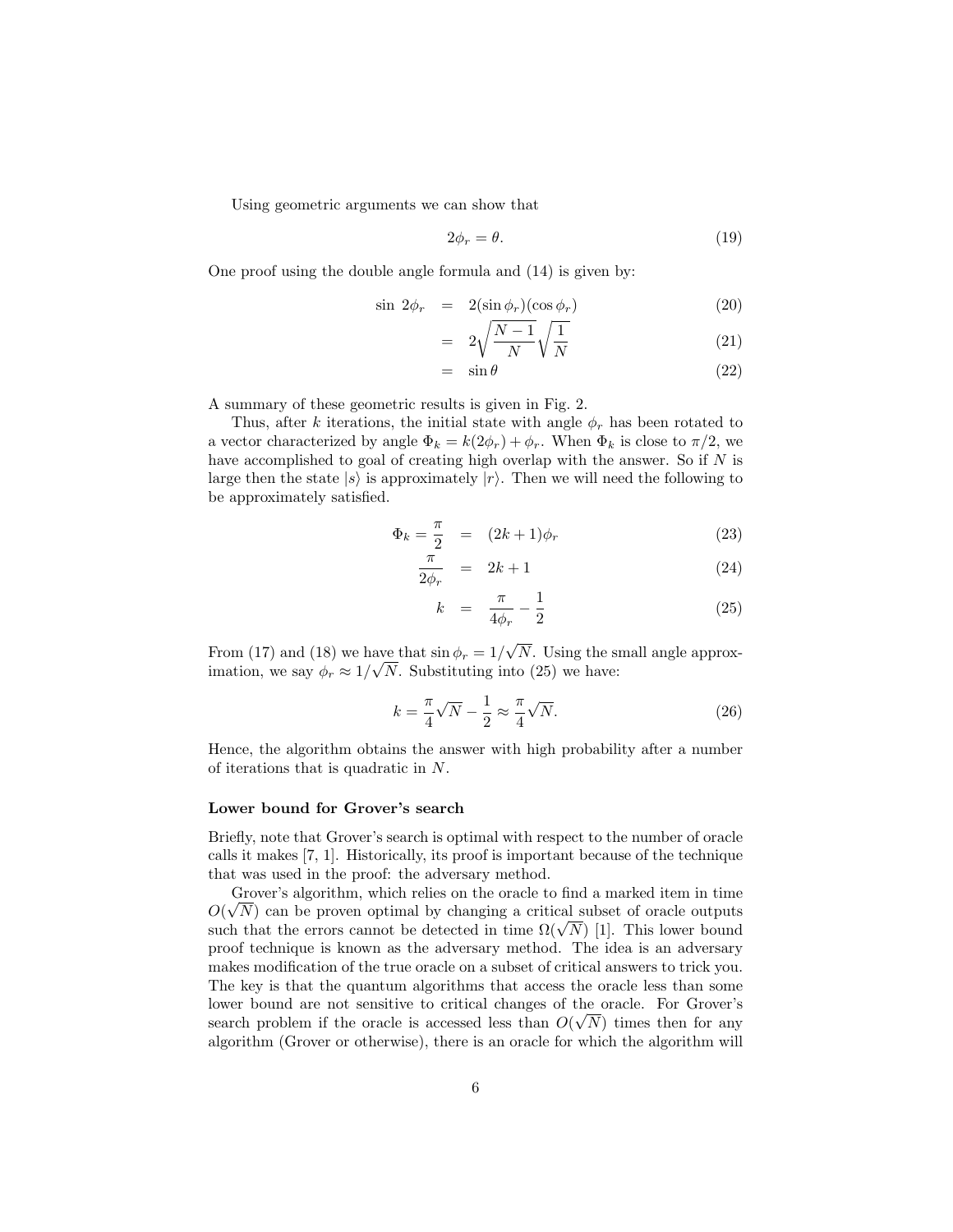Using geometric arguments we can show that

$$2\phi_r = \theta. \tag{19}$$

One proof using the double angle formula and (14) is given by:

$$\begin{aligned}
\sin\, 2\phi_r &= 2(\sin\phi_r)(\cos\phi_r) && (20)\\
&= 2\sqrt{\frac{N-1}{N}}\sqrt{\frac{1}{N}} && (21)\\
&= \sin\theta && (22)
\end{aligned}$$

A summary of these geometric results is given in Fig. 2.

Thus, after $k$ iterations, the initial state with angle $\phi_r$ has been rotated to a vector characterized by angle $\Phi_k = k(2\phi_r) + \phi_r$. When $\Phi_k$ is close to $\pi/2$, we have accomplished to goal of creating high overlap with the answer. So if $N$ is large then the state $|s\rangle$ is approximately $|r\rangle$. Then we will need the following to be approximately satisfied.

$$\begin{aligned}
\Phi_k = \frac{\pi}{2} &= (2k+1)\phi_r && (23)\\
\frac{\pi}{2\phi_r} &= 2k+1 && (24)\\
k &= \frac{\pi}{4\phi_r} - \frac{1}{2} && (25)
\end{aligned}$$

From (17) and (18) we have that $\sin\phi_r = 1/\sqrt{N}$. Using the small angle approximation, we say $\phi_r \approx 1/\sqrt{N}$. Substituting into (25) we have:

$$k = \frac{\pi}{4}\sqrt{N} - \frac{1}{2} \approx \frac{\pi}{4}\sqrt{N}. \tag{26}$$

Hence, the algorithm obtains the answer with high probability after a number of iterations that is quadratic in $N$.

#### Lower bound for Grover's search

Briefly, note that Grover's search is optimal with respect to the number of oracle calls it makes [7, 1]. Historically, its proof is important because of the technique that was used in the proof: the adversary method.

Grover's algorithm, which relies on the oracle to find a marked item in time $O(\sqrt{N})$ can be proven optimal by changing a critical subset of oracle outputs such that the errors cannot be detected in time $\Omega(\sqrt{N})$ [1]. This lower bound proof technique is known as the adversary method. The idea is an adversary makes modification of the true oracle on a subset of critical answers to trick you. The key is that the quantum algorithms that access the oracle less than some lower bound are not sensitive to critical changes of the oracle. For Grover's search problem if the oracle is accessed less than $O(\sqrt{N})$ times then for any algorithm (Grover or otherwise), there is an oracle for which the algorithm will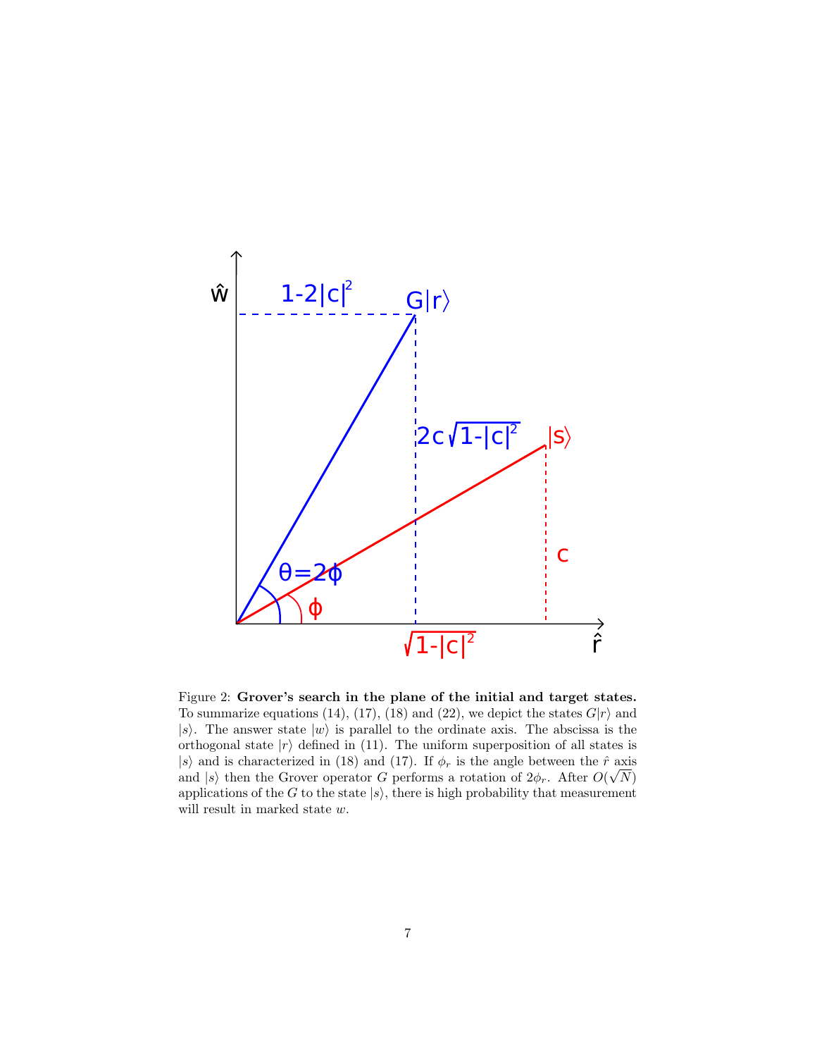Figure 2: **Grover's search in the plane of the initial and target states.** To summarize equations (14), (17), (18) and (22), we depict the states $G|r\rangle$ and $|s\rangle$. The answer state $|w\rangle$ is parallel to the ordinate axis. The abscissa is the orthogonal state $|r\rangle$ defined in (11). The uniform superposition of all states is $|s\rangle$ and is characterized in (18) and (17). If $\phi_r$ is the angle between the $\hat{r}$ axis and $|s\rangle$ then the Grover operator $G$ performs a rotation of $2\phi_r$. After $O(\sqrt{N})$ applications of the $G$ to the state $|s\rangle$, there is high probability that measurement will result in marked state $w$.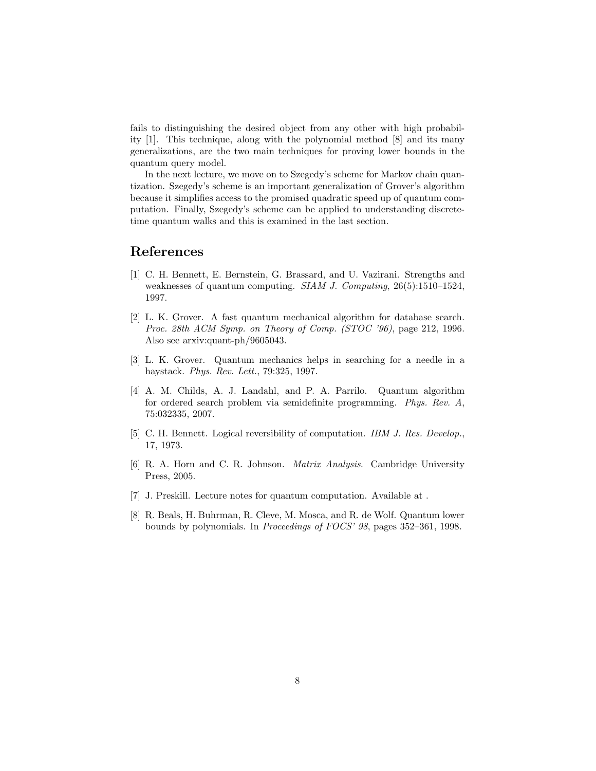fails to distinguishing the desired object from any other with high probability [1]. This technique, along with the polynomial method [8] and its many generalizations, are the two main techniques for proving lower bounds in the quantum query model.

In the next lecture, we move on to Szegedy's scheme for Markov chain quantization. Szegedy's scheme is an important generalization of Grover's algorithm because it simplifies access to the promised quadratic speed up of quantum computation. Finally, Szegedy's scheme can be applied to understanding discrete-time quantum walks and this is examined in the last section.

## References

[1] C. H. Bennett, E. Bernstein, G. Brassard, and U. Vazirani. Strengths and weaknesses of quantum computing. *SIAM J. Computing*, 26(5):1510–1524, 1997.

[2] L. K. Grover. A fast quantum mechanical algorithm for database search. *Proc. 28th ACM Symp. on Theory of Comp. (STOC '96)*, page 212, 1996. Also see arxiv:quant-ph/9605043.

[3] L. K. Grover. Quantum mechanics helps in searching for a needle in a haystack. *Phys. Rev. Lett.*, 79:325, 1997.

[4] A. M. Childs, A. J. Landahl, and P. A. Parrilo. Quantum algorithm for ordered search problem via semidefinite programming. *Phys. Rev. A*, 75:032335, 2007.

[5] C. H. Bennett. Logical reversibility of computation. *IBM J. Res. Develop.*, 17, 1973.

[6] R. A. Horn and C. R. Johnson. *Matrix Analysis*. Cambridge University Press, 2005.

[7] J. Preskill. Lecture notes for quantum computation. Available at .

[8] R. Beals, H. Buhrman, R. Cleve, M. Mosca, and R. de Wolf. Quantum lower bounds by polynomials. In *Proceedings of FOCS' 98*, pages 352–361, 1998.